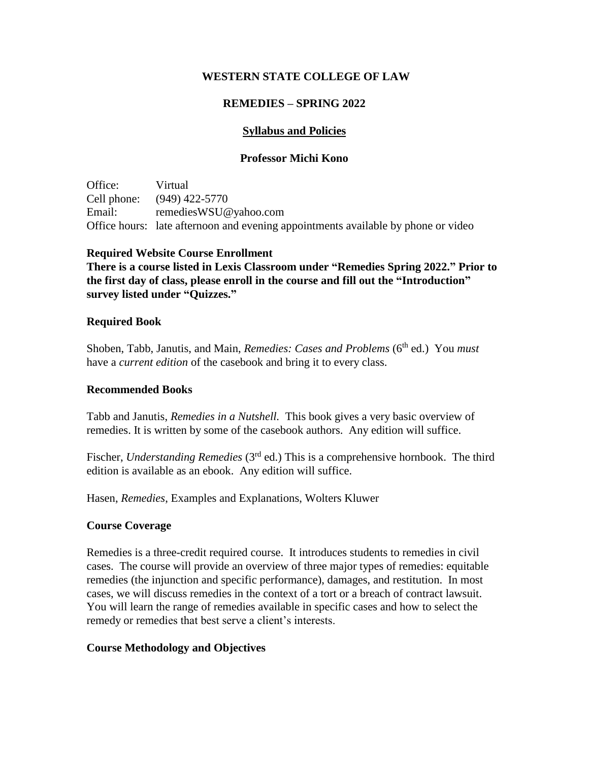# WESTERN STATE COLLEGE OF LAW

## REMEDIES – SPRING 2022

### Syllabus and Policies

### Professor Michi Kono

Office: Virtual
Cell phone: (949) 422-5770
Email: remediesWSU@yahoo.com
Office hours: late afternoon and evening appointments available by phone or video

**Required Website Course Enrollment**

**There is a course listed in Lexis Classroom under "Remedies Spring 2022." Prior to the first day of class, please enroll in the course and fill out the "Introduction" survey listed under "Quizzes."**

**Required Book**

Shoben, Tabb, Janutis, and Main, *Remedies: Cases and Problems* (6th ed.) You *must* have a *current edition* of the casebook and bring it to every class.

**Recommended Books**

Tabb and Janutis, *Remedies in a Nutshell.* This book gives a very basic overview of remedies. It is written by some of the casebook authors. Any edition will suffice.

Fischer, *Understanding Remedies* (3rd ed.) This is a comprehensive hornbook. The third edition is available as an ebook. Any edition will suffice.

Hasen, *Remedies*, Examples and Explanations, Wolters Kluwer

**Course Coverage**

Remedies is a three-credit required course. It introduces students to remedies in civil cases. The course will provide an overview of three major types of remedies: equitable remedies (the injunction and specific performance), damages, and restitution. In most cases, we will discuss remedies in the context of a tort or a breach of contract lawsuit. You will learn the range of remedies available in specific cases and how to select the remedy or remedies that best serve a client's interests.

**Course Methodology and Objectives**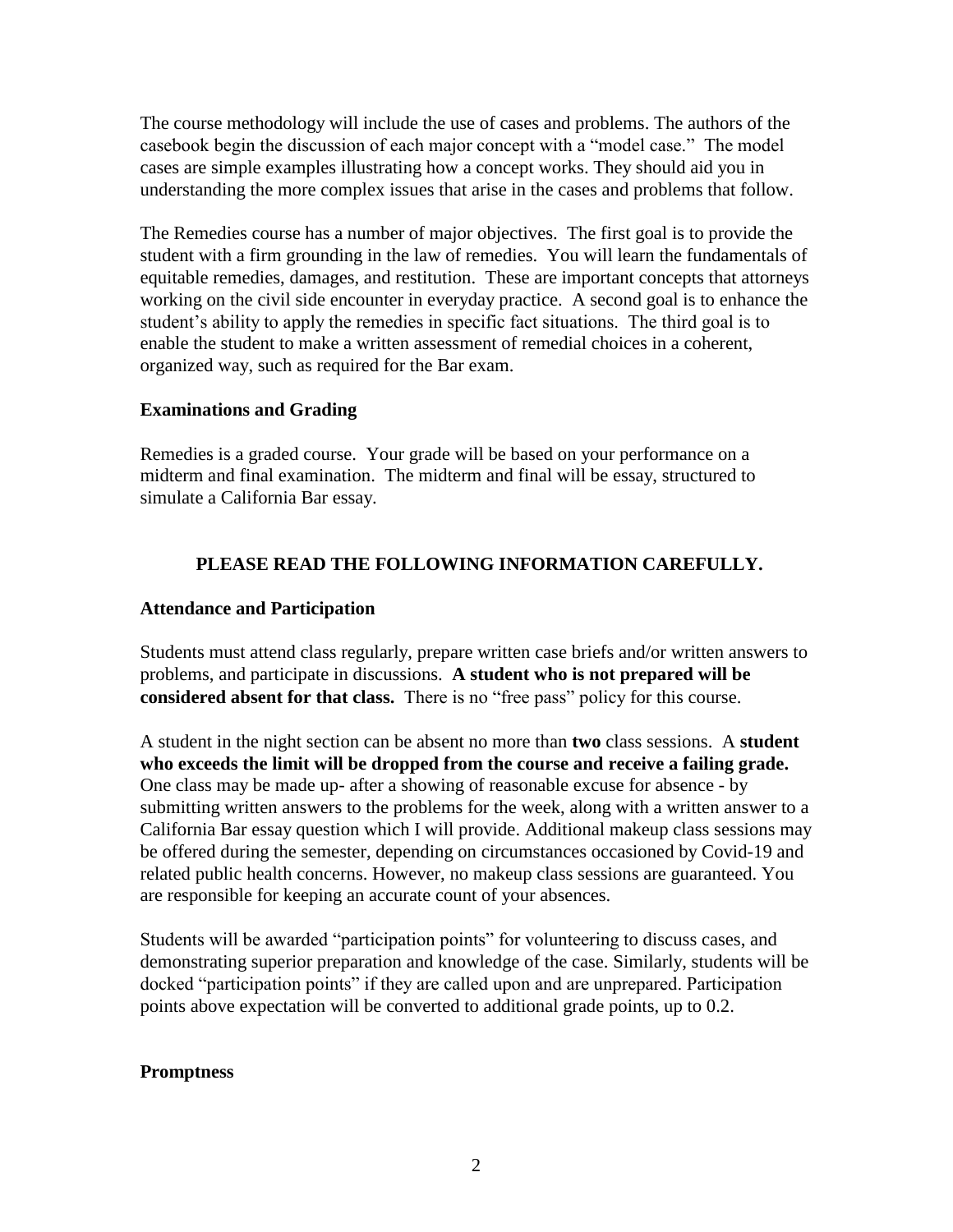The course methodology will include the use of cases and problems. The authors of the casebook begin the discussion of each major concept with a "model case." The model cases are simple examples illustrating how a concept works. They should aid you in understanding the more complex issues that arise in the cases and problems that follow.

The Remedies course has a number of major objectives. The first goal is to provide the student with a firm grounding in the law of remedies. You will learn the fundamentals of equitable remedies, damages, and restitution. These are important concepts that attorneys working on the civil side encounter in everyday practice. A second goal is to enhance the student's ability to apply the remedies in specific fact situations. The third goal is to enable the student to make a written assessment of remedial choices in a coherent, organized way, such as required for the Bar exam.

### Examinations and Grading

Remedies is a graded course. Your grade will be based on your performance on a midterm and final examination. The midterm and final will be essay, structured to simulate a California Bar essay.

## PLEASE READ THE FOLLOWING INFORMATION CAREFULLY.

### Attendance and Participation

Students must attend class regularly, prepare written case briefs and/or written answers to problems, and participate in discussions. **A student who is not prepared will be considered absent for that class.** There is no "free pass" policy for this course.

A student in the night section can be absent no more than **two** class sessions. A **student who exceeds the limit will be dropped from the course and receive a failing grade.** One class may be made up- after a showing of reasonable excuse for absence - by submitting written answers to the problems for the week, along with a written answer to a California Bar essay question which I will provide. Additional makeup class sessions may be offered during the semester, depending on circumstances occasioned by Covid-19 and related public health concerns. However, no makeup class sessions are guaranteed. You are responsible for keeping an accurate count of your absences.

Students will be awarded "participation points" for volunteering to discuss cases, and demonstrating superior preparation and knowledge of the case. Similarly, students will be docked "participation points" if they are called upon and are unprepared. Participation points above expectation will be converted to additional grade points, up to 0.2.

### Promptness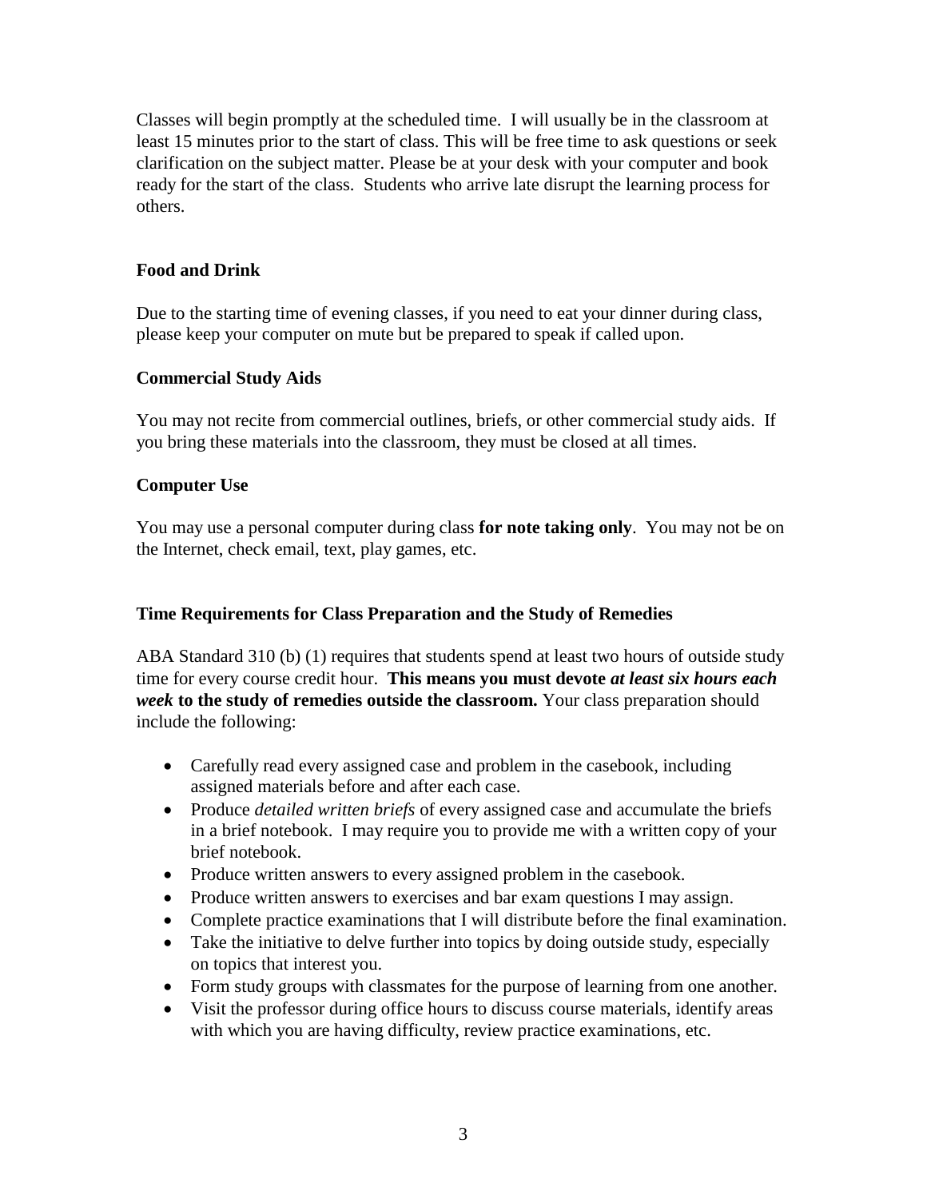Classes will begin promptly at the scheduled time. I will usually be in the classroom at least 15 minutes prior to the start of class. This will be free time to ask questions or seek clarification on the subject matter. Please be at your desk with your computer and book ready for the start of the class. Students who arrive late disrupt the learning process for others.

### Food and Drink

Due to the starting time of evening classes, if you need to eat your dinner during class, please keep your computer on mute but be prepared to speak if called upon.

### Commercial Study Aids

You may not recite from commercial outlines, briefs, or other commercial study aids. If you bring these materials into the classroom, they must be closed at all times.

### Computer Use

You may use a personal computer during class **for note taking only**. You may not be on the Internet, check email, text, play games, etc.

### Time Requirements for Class Preparation and the Study of Remedies

ABA Standard 310 (b) (1) requires that students spend at least two hours of outside study time for every course credit hour. **This means you must devote *at least six hours each week* to the study of remedies outside the classroom.** Your class preparation should include the following:

- Carefully read every assigned case and problem in the casebook, including assigned materials before and after each case.
- Produce *detailed written briefs* of every assigned case and accumulate the briefs in a brief notebook. I may require you to provide me with a written copy of your brief notebook.
- Produce written answers to every assigned problem in the casebook.
- Produce written answers to exercises and bar exam questions I may assign.
- Complete practice examinations that I will distribute before the final examination.
- Take the initiative to delve further into topics by doing outside study, especially on topics that interest you.
- Form study groups with classmates for the purpose of learning from one another.
- Visit the professor during office hours to discuss course materials, identify areas with which you are having difficulty, review practice examinations, etc.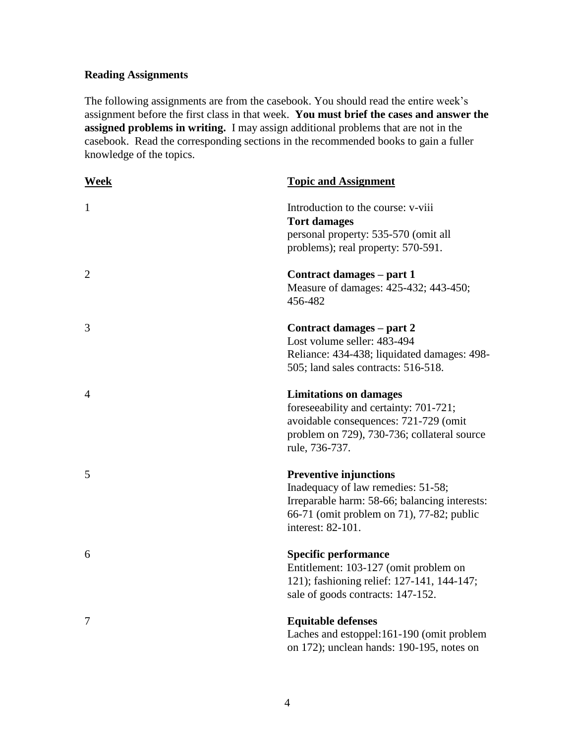**Reading Assignments**

The following assignments are from the casebook. You should read the entire week's assignment before the first class in that week. **You must brief the cases and answer the assigned problems in writing.** I may assign additional problems that are not in the casebook. Read the corresponding sections in the recommended books to gain a fuller knowledge of the topics.

| **Week** | **Topic and Assignment** |
| --- | --- |
| 1 | Introduction to the course: v-viii<br>**Tort damages**<br>personal property: 535-570 (omit all problems); real property: 570-591. |
| 2 | **Contract damages – part 1**<br>Measure of damages: 425-432; 443-450; 456-482 |
| 3 | **Contract damages – part 2**<br>Lost volume seller: 483-494<br>Reliance: 434-438; liquidated damages: 498-505; land sales contracts: 516-518. |
| 4 | **Limitations on damages**<br>foreseeability and certainty: 701-721; avoidable consequences: 721-729 (omit problem on 729), 730-736; collateral source rule, 736-737. |
| 5 | **Preventive injunctions**<br>Inadequacy of law remedies: 51-58; Irreparable harm: 58-66; balancing interests: 66-71 (omit problem on 71), 77-82; public interest: 82-101. |
| 6 | **Specific performance**<br>Entitlement: 103-127 (omit problem on 121); fashioning relief: 127-141, 144-147; sale of goods contracts: 147-152. |
| 7 | **Equitable defenses**<br>Laches and estoppel:161-190 (omit problem on 172); unclean hands: 190-195, notes on |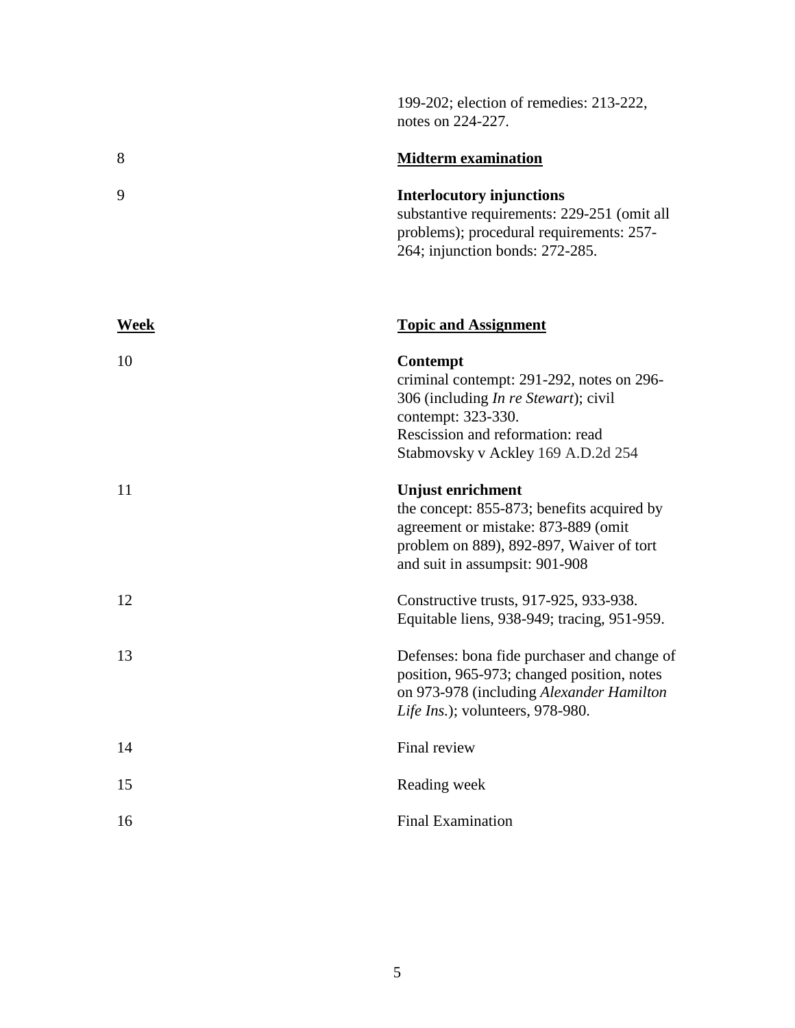| | |
|---|---|
| | 199-202; election of remedies: 213-222, notes on 224-227. |
| 8 | **Midterm examination** |
| 9 | **Interlocutory injunctions**<br>substantive requirements: 229-251 (omit all problems); procedural requirements: 257-264; injunction bonds: 272-285. |

| **Week** | **Topic and Assignment** |
|---|---|
| 10 | **Contempt**<br>criminal contempt: 291-292, notes on 296-306 (including *In re Stewart*); civil contempt: 323-330.<br>Rescission and reformation: read Stabmovsky v Ackley 169 A.D.2d 254 |
| 11 | **Unjust enrichment**<br>the concept: 855-873; benefits acquired by agreement or mistake: 873-889 (omit problem on 889), 892-897, Waiver of tort and suit in assumpsit: 901-908 |
| 12 | Constructive trusts, 917-925, 933-938.<br>Equitable liens, 938-949; tracing, 951-959. |
| 13 | Defenses: bona fide purchaser and change of position, 965-973; changed position, notes on 973-978 (including *Alexander Hamilton Life Ins.*); volunteers, 978-980. |
| 14 | Final review |
| 15 | Reading week |
| 16 | Final Examination |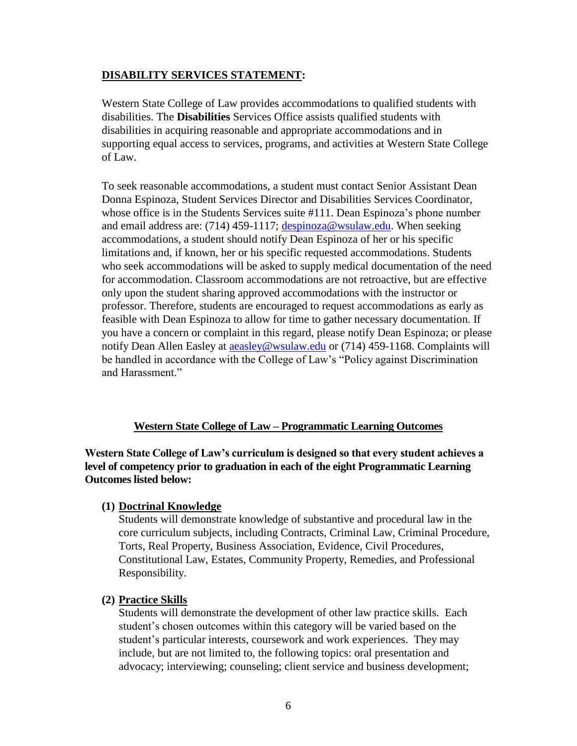## DISABILITY SERVICES STATEMENT:

Western State College of Law provides accommodations to qualified students with disabilities. The **Disabilities** Services Office assists qualified students with disabilities in acquiring reasonable and appropriate accommodations and in supporting equal access to services, programs, and activities at Western State College of Law.

To seek reasonable accommodations, a student must contact Senior Assistant Dean Donna Espinoza, Student Services Director and Disabilities Services Coordinator, whose office is in the Students Services suite #111. Dean Espinoza's phone number and email address are: (714) 459-1117; despinoza@wsulaw.edu. When seeking accommodations, a student should notify Dean Espinoza of her or his specific limitations and, if known, her or his specific requested accommodations. Students who seek accommodations will be asked to supply medical documentation of the need for accommodation. Classroom accommodations are not retroactive, but are effective only upon the student sharing approved accommodations with the instructor or professor. Therefore, students are encouraged to request accommodations as early as feasible with Dean Espinoza to allow for time to gather necessary documentation. If you have a concern or complaint in this regard, please notify Dean Espinoza; or please notify Dean Allen Easley at aeasley@wsulaw.edu or (714) 459-1168. Complaints will be handled in accordance with the College of Law's "Policy against Discrimination and Harassment."

## Western State College of Law – Programmatic Learning Outcomes

**Western State College of Law's curriculum is designed so that every student achieves a level of competency prior to graduation in each of the eight Programmatic Learning Outcomes listed below:**

**(1) Doctrinal Knowledge**
Students will demonstrate knowledge of substantive and procedural law in the core curriculum subjects, including Contracts, Criminal Law, Criminal Procedure, Torts, Real Property, Business Association, Evidence, Civil Procedures, Constitutional Law, Estates, Community Property, Remedies, and Professional Responsibility.

**(2) Practice Skills**
Students will demonstrate the development of other law practice skills. Each student's chosen outcomes within this category will be varied based on the student's particular interests, coursework and work experiences. They may include, but are not limited to, the following topics: oral presentation and advocacy; interviewing; counseling; client service and business development;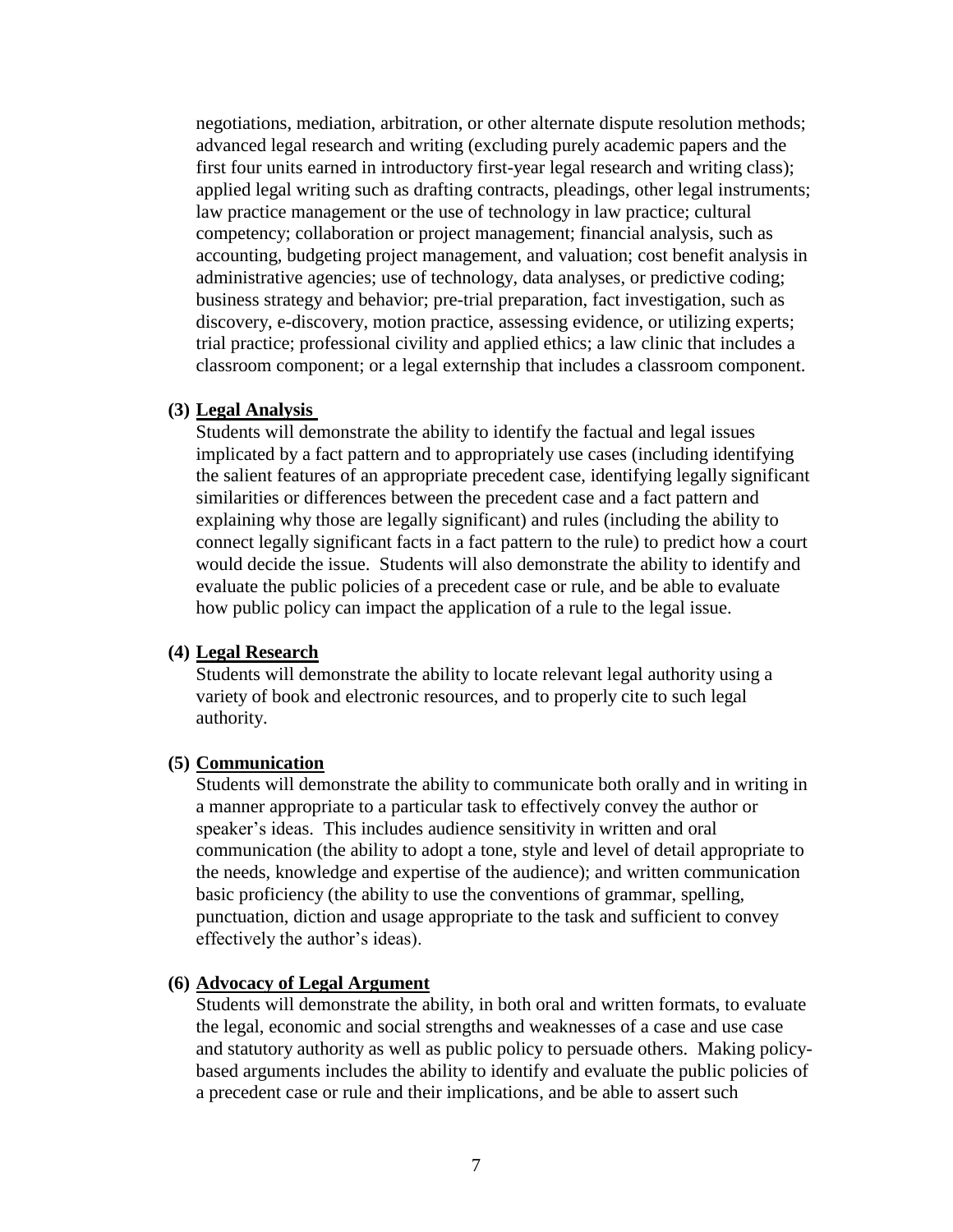negotiations, mediation, arbitration, or other alternate dispute resolution methods; advanced legal research and writing (excluding purely academic papers and the first four units earned in introductory first-year legal research and writing class); applied legal writing such as drafting contracts, pleadings, other legal instruments; law practice management or the use of technology in law practice; cultural competency; collaboration or project management; financial analysis, such as accounting, budgeting project management, and valuation; cost benefit analysis in administrative agencies; use of technology, data analyses, or predictive coding; business strategy and behavior; pre-trial preparation, fact investigation, such as discovery, e-discovery, motion practice, assessing evidence, or utilizing experts; trial practice; professional civility and applied ethics; a law clinic that includes a classroom component; or a legal externship that includes a classroom component.

**(3) Legal Analysis**

Students will demonstrate the ability to identify the factual and legal issues implicated by a fact pattern and to appropriately use cases (including identifying the salient features of an appropriate precedent case, identifying legally significant similarities or differences between the precedent case and a fact pattern and explaining why those are legally significant) and rules (including the ability to connect legally significant facts in a fact pattern to the rule) to predict how a court would decide the issue. Students will also demonstrate the ability to identify and evaluate the public policies of a precedent case or rule, and be able to evaluate how public policy can impact the application of a rule to the legal issue.

**(4) Legal Research**

Students will demonstrate the ability to locate relevant legal authority using a variety of book and electronic resources, and to properly cite to such legal authority.

**(5) Communication**

Students will demonstrate the ability to communicate both orally and in writing in a manner appropriate to a particular task to effectively convey the author or speaker's ideas. This includes audience sensitivity in written and oral communication (the ability to adopt a tone, style and level of detail appropriate to the needs, knowledge and expertise of the audience); and written communication basic proficiency (the ability to use the conventions of grammar, spelling, punctuation, diction and usage appropriate to the task and sufficient to convey effectively the author's ideas).

**(6) Advocacy of Legal Argument**

Students will demonstrate the ability, in both oral and written formats, to evaluate the legal, economic and social strengths and weaknesses of a case and use case and statutory authority as well as public policy to persuade others. Making policy-based arguments includes the ability to identify and evaluate the public policies of a precedent case or rule and their implications, and be able to assert such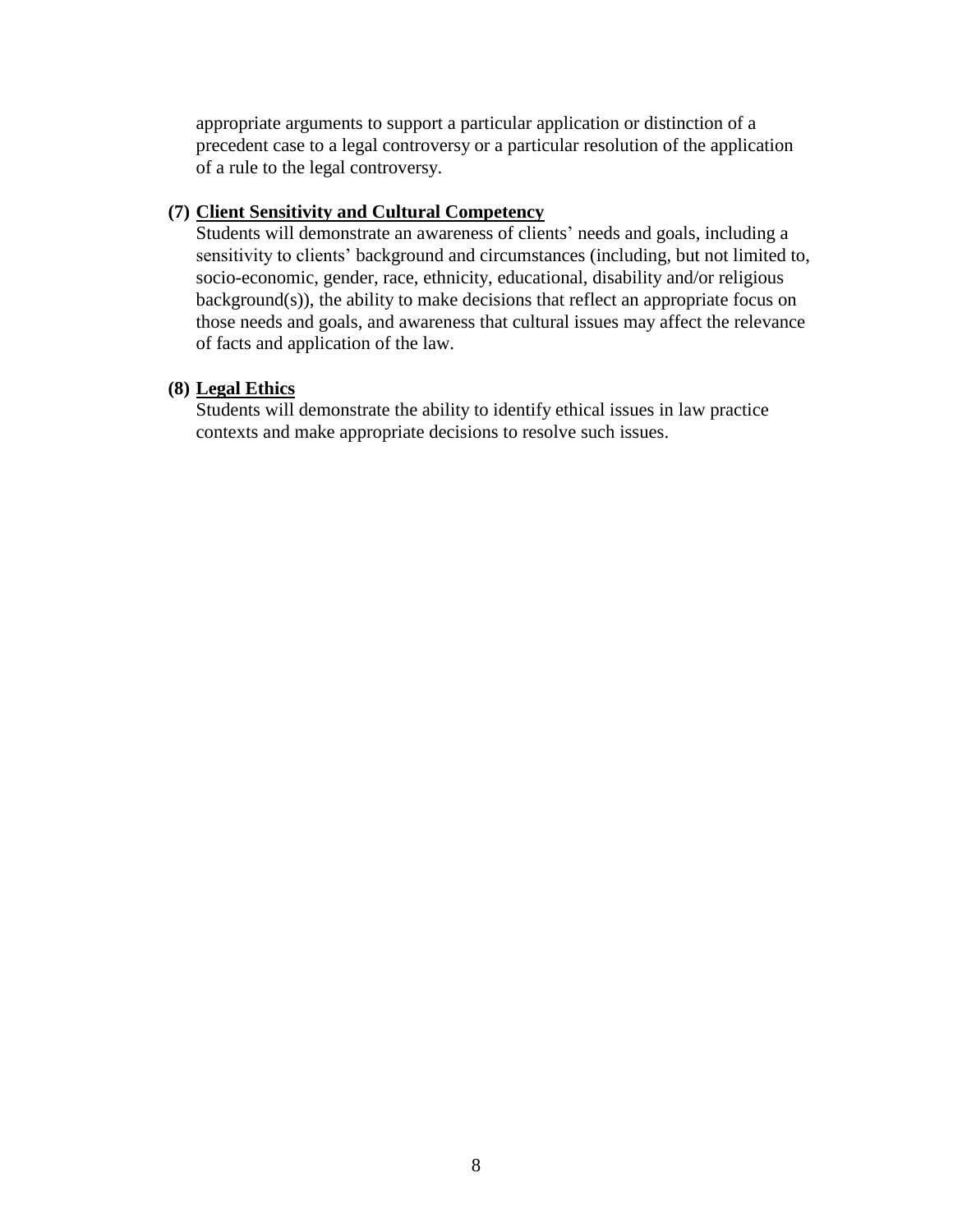appropriate arguments to support a particular application or distinction of a precedent case to a legal controversy or a particular resolution of the application of a rule to the legal controversy.

**(7) Client Sensitivity and Cultural Competency**

Students will demonstrate an awareness of clients' needs and goals, including a sensitivity to clients' background and circumstances (including, but not limited to, socio-economic, gender, race, ethnicity, educational, disability and/or religious background(s)), the ability to make decisions that reflect an appropriate focus on those needs and goals, and awareness that cultural issues may affect the relevance of facts and application of the law.

**(8) Legal Ethics**

Students will demonstrate the ability to identify ethical issues in law practice contexts and make appropriate decisions to resolve such issues.